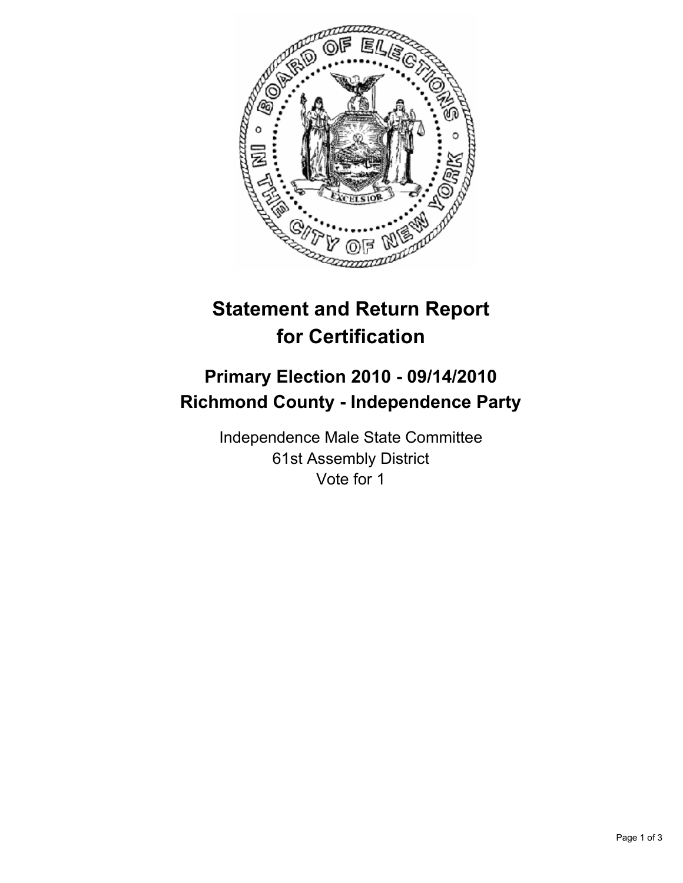# Statement and Return Report for Certification

## Primary Election 2010 - 09/14/2010
## Richmond County - Independence Party

Independence Male State Committee
61st Assembly District
Vote for 1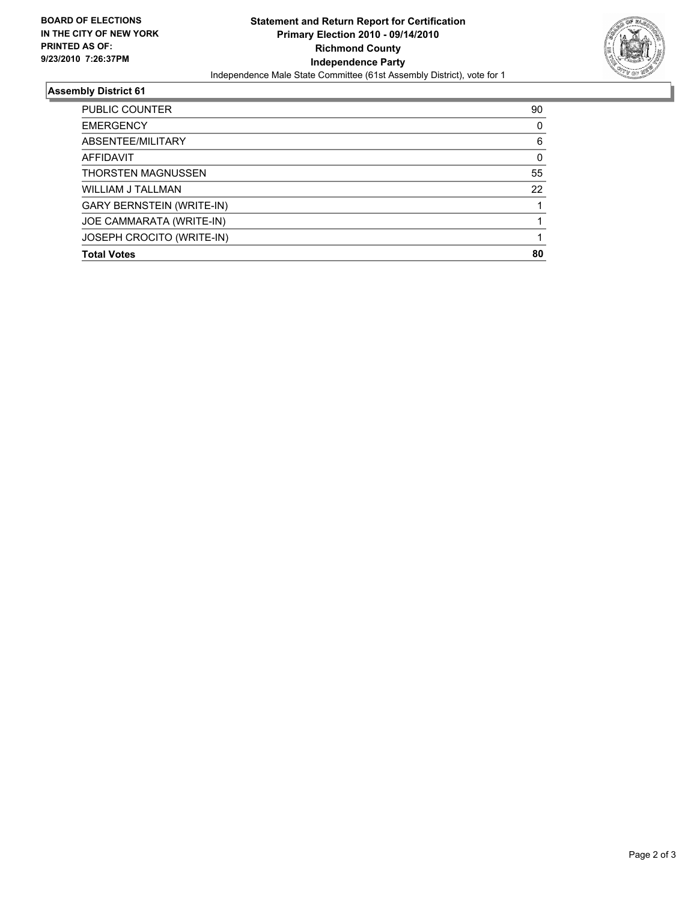**BOARD OF ELECTIONS IN THE CITY OF NEW YORK PRINTED AS OF: 9/23/2010 7:26:37PM**

# Statement and Return Report for Certification
## Primary Election 2010 - 09/14/2010
## Richmond County
## Independence Party

Independence Male State Committee (61st Assembly District), vote for 1

### Assembly District 61

| | |
|---|---|
| PUBLIC COUNTER | 90 |
| EMERGENCY | 0 |
| ABSENTEE/MILITARY | 6 |
| AFFIDAVIT | 0 |
| THORSTEN MAGNUSSEN | 55 |
| WILLIAM J TALLMAN | 22 |
| GARY BERNSTEIN (WRITE-IN) | 1 |
| JOE CAMMARATA (WRITE-IN) | 1 |
| JOSEPH CROCITO (WRITE-IN) | 1 |
| **Total Votes** | **80** |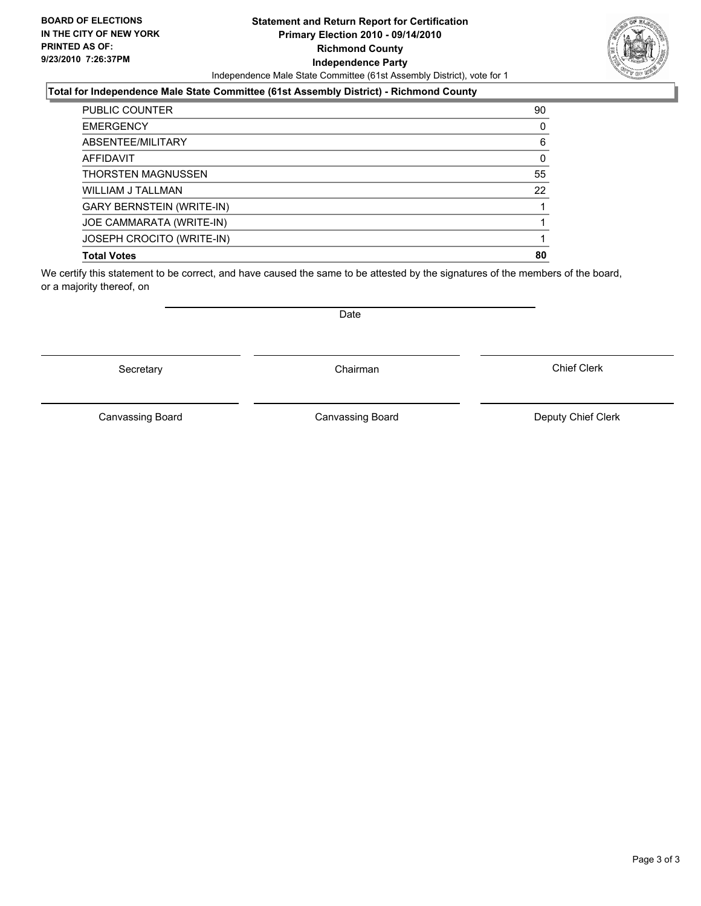**BOARD OF ELECTIONS**
**IN THE CITY OF NEW YORK**
**PRINTED AS OF:**
**9/23/2010 7:26:37PM**

**Statement and Return Report for Certification**
**Primary Election 2010 - 09/14/2010**
**Richmond County**
**Independence Party**

Independence Male State Committee (61st Assembly District), vote for 1

**Total for Independence Male State Committee (61st Assembly District) - Richmond County**

| | |
|---|---|
| PUBLIC COUNTER | 90 |
| EMERGENCY | 0 |
| ABSENTEE/MILITARY | 6 |
| AFFIDAVIT | 0 |
| THORSTEN MAGNUSSEN | 55 |
| WILLIAM J TALLMAN | 22 |
| GARY BERNSTEIN (WRITE-IN) | 1 |
| JOE CAMMARATA (WRITE-IN) | 1 |
| JOSEPH CROCITO (WRITE-IN) | 1 |
| **Total Votes** | **80** |

We certify this statement to be correct, and have caused the same to be attested by the signatures of the members of the board, or a majority thereof, on

Date

Secretary

Chairman

Chief Clerk

Canvassing Board

Canvassing Board

Deputy Chief Clerk